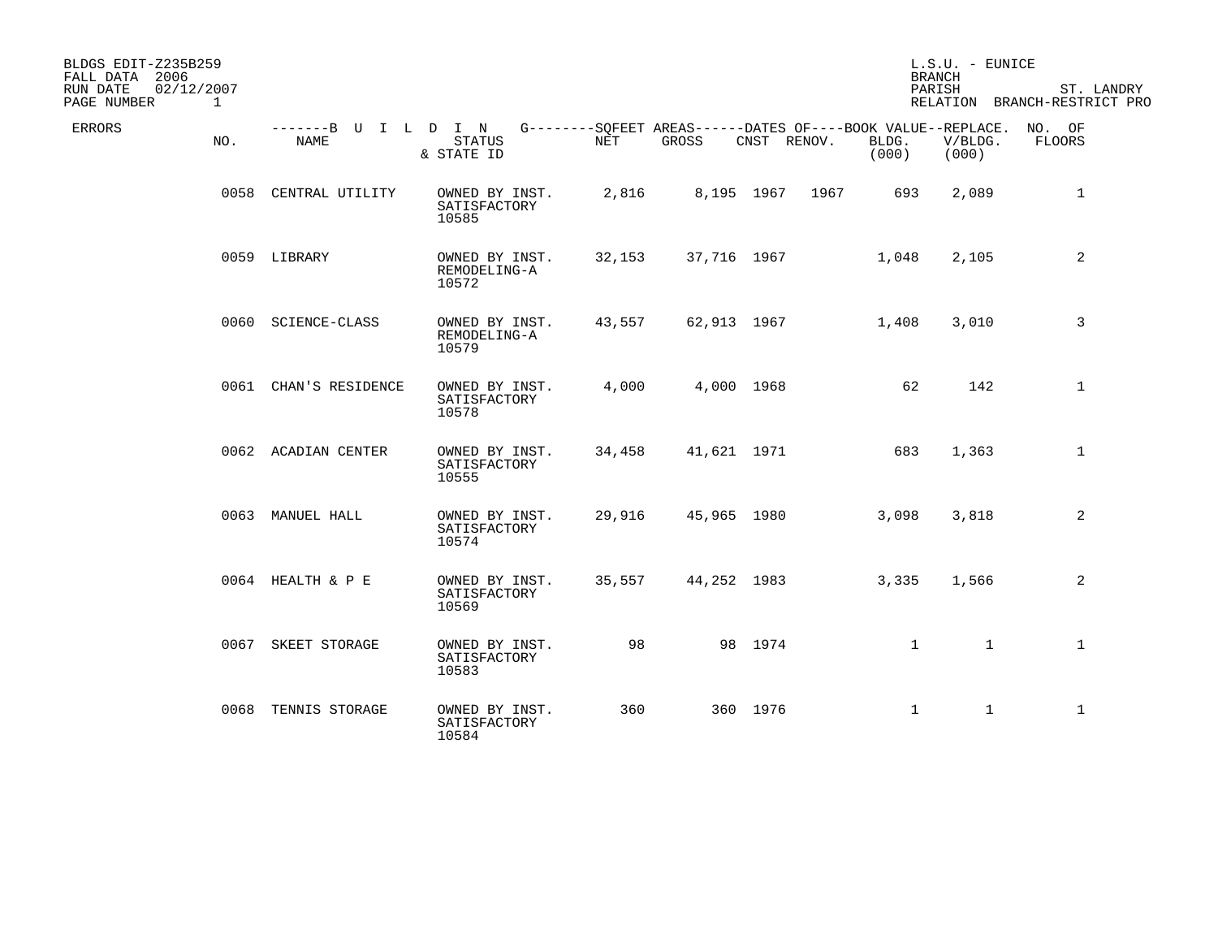BLDGS EDIT-Z235B259
FALL DATA 2006
RUN DATE 02/12/2007

L.S.U. - EUNICE
BRANCH
PARISH ST. LANDRY
RELATION BRANCH-RESTRICT PRO

| ERRORS | NO. | NAME | STATUS & STATE ID | NET | GROSS | CNST | RENOV. | BOOK VALUE BLDG. (000) | REPLACE. V/BLDG. (000) | NO. OF FLOORS |
|---|---|---|---|---|---|---|---|---|---|---|
| | 0058 | CENTRAL UTILITY | OWNED BY INST. SATISFACTORY 10585 | 2,816 | 8,195 | 1967 | 1967 | 693 | 2,089 | 1 |
| | 0059 | LIBRARY | OWNED BY INST. REMODELING-A 10572 | 32,153 | 37,716 | 1967 | | 1,048 | 2,105 | 2 |
| | 0060 | SCIENCE-CLASS | OWNED BY INST. REMODELING-A 10579 | 43,557 | 62,913 | 1967 | | 1,408 | 3,010 | 3 |
| | 0061 | CHAN'S RESIDENCE | OWNED BY INST. SATISFACTORY 10578 | 4,000 | 4,000 | 1968 | | 62 | 142 | 1 |
| | 0062 | ACADIAN CENTER | OWNED BY INST. SATISFACTORY 10555 | 34,458 | 41,621 | 1971 | | 683 | 1,363 | 1 |
| | 0063 | MANUEL HALL | OWNED BY INST. SATISFACTORY 10574 | 29,916 | 45,965 | 1980 | | 3,098 | 3,818 | 2 |
| | 0064 | HEALTH & P E | OWNED BY INST. SATISFACTORY 10569 | 35,557 | 44,252 | 1983 | | 3,335 | 1,566 | 2 |
| | 0067 | SKEET STORAGE | OWNED BY INST. SATISFACTORY 10583 | 98 | 98 | 1974 | | 1 | 1 | 1 |
| | 0068 | TENNIS STORAGE | OWNED BY INST. SATISFACTORY 10584 | 360 | 360 | 1976 | | 1 | 1 | 1 |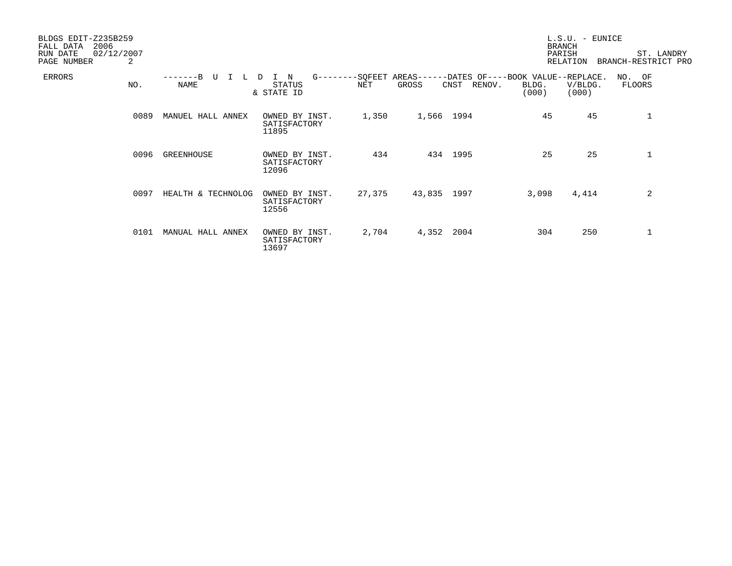BLDGS EDIT-Z235B259
FALL DATA 2006
RUN DATE 02/12/2007
PAGE NUMBER 2

L.S.U. - EUNICE
BRANCH
PARISH ST. LANDRY
RELATION BRANCH-RESTRICT PRO

| ERRORS | NO. | BUILDING NAME | STATUS & STATE ID | SQFEET AREAS NET | SQFEET AREAS GROSS | DATES OF CNST | DATES OF RENOV. | BOOK VALUE BLDG. (000) | REPLACE. V/BLDG. (000) | NO. OF FLOORS |
|---|---|---|---|---|---|---|---|---|---|---|
| | 0089 | MANUEL HALL ANNEX | OWNED BY INST. SATISFACTORY 11895 | 1,350 | 1,566 | 1994 | | 45 | 45 | 1 |
| | 0096 | GREENHOUSE | OWNED BY INST. SATISFACTORY 12096 | 434 | 434 | 1995 | | 25 | 25 | 1 |
| | 0097 | HEALTH & TECHNOLOG | OWNED BY INST. SATISFACTORY 12556 | 27,375 | 43,835 | 1997 | | 3,098 | 4,414 | 2 |
| | 0101 | MANUAL HALL ANNEX | OWNED BY INST. SATISFACTORY 13697 | 2,704 | 4,352 | 2004 | | 304 | 250 | 1 |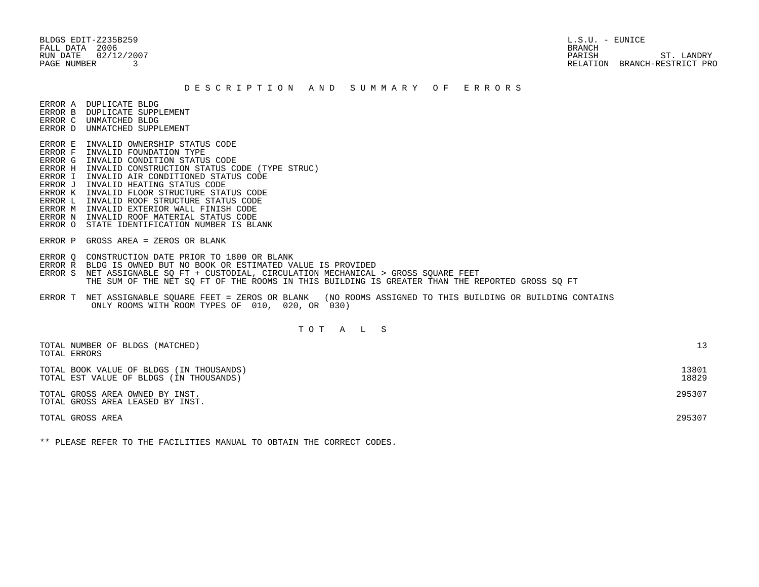BLDGS EDIT-Z235B259
FALL DATA 2006
RUN DATE 02/12/2007
PAGE NUMBER 3

L.S.U. - EUNICE
BRANCH
PARISH ST. LANDRY
RELATION BRANCH-RESTRICT PRO

## D E S C R I P T I O N   A N D   S U M M A R Y   O F   E R R O R S

ERROR A DUPLICATE BLDG
ERROR B DUPLICATE SUPPLEMENT
ERROR C UNMATCHED BLDG
ERROR D UNMATCHED SUPPLEMENT

ERROR E INVALID OWNERSHIP STATUS CODE
ERROR F INVALID FOUNDATION TYPE
ERROR G INVALID CONDITION STATUS CODE
ERROR H INVALID CONSTRUCTION STATUS CODE (TYPE STRUC)
ERROR I INVALID AIR CONDITIONED STATUS CODE
ERROR J INVALID HEATING STATUS CODE
ERROR K INVALID FLOOR STRUCTURE STATUS CODE
ERROR L INVALID ROOF STRUCTURE STATUS CODE
ERROR M INVALID EXTERIOR WALL FINISH CODE
ERROR N INVALID ROOF MATERIAL STATUS CODE
ERROR O STATE IDENTIFICATION NUMBER IS BLANK

ERROR P GROSS AREA = ZEROS OR BLANK

ERROR Q CONSTRUCTION DATE PRIOR TO 1800 OR BLANK
ERROR R BLDG IS OWNED BUT NO BOOK OR ESTIMATED VALUE IS PROVIDED
ERROR S NET ASSIGNABLE SQ FT + CUSTODIAL, CIRCULATION MECHANICAL > GROSS SQUARE FEET
THE SUM OF THE NET SQ FT OF THE ROOMS IN THIS BUILDING IS GREATER THAN THE REPORTED GROSS SQ FT

ERROR T NET ASSIGNABLE SQUARE FEET = ZEROS OR BLANK (NO ROOMS ASSIGNED TO THIS BUILDING OR BUILDING CONTAINS ONLY ROOMS WITH ROOM TYPES OF 010, 020, OR 030)

## T O T A L S

| | |
|---|---|
| TOTAL NUMBER OF BLDGS (MATCHED) | 13 |
| TOTAL ERRORS | |
| TOTAL BOOK VALUE OF BLDGS (IN THOUSANDS) | 13801 |
| TOTAL EST VALUE OF BLDGS (IN THOUSANDS) | 18829 |
| TOTAL GROSS AREA OWNED BY INST. | 295307 |
| TOTAL GROSS AREA LEASED BY INST. | |
| TOTAL GROSS AREA | 295307 |

** PLEASE REFER TO THE FACILITIES MANUAL TO OBTAIN THE CORRECT CODES.